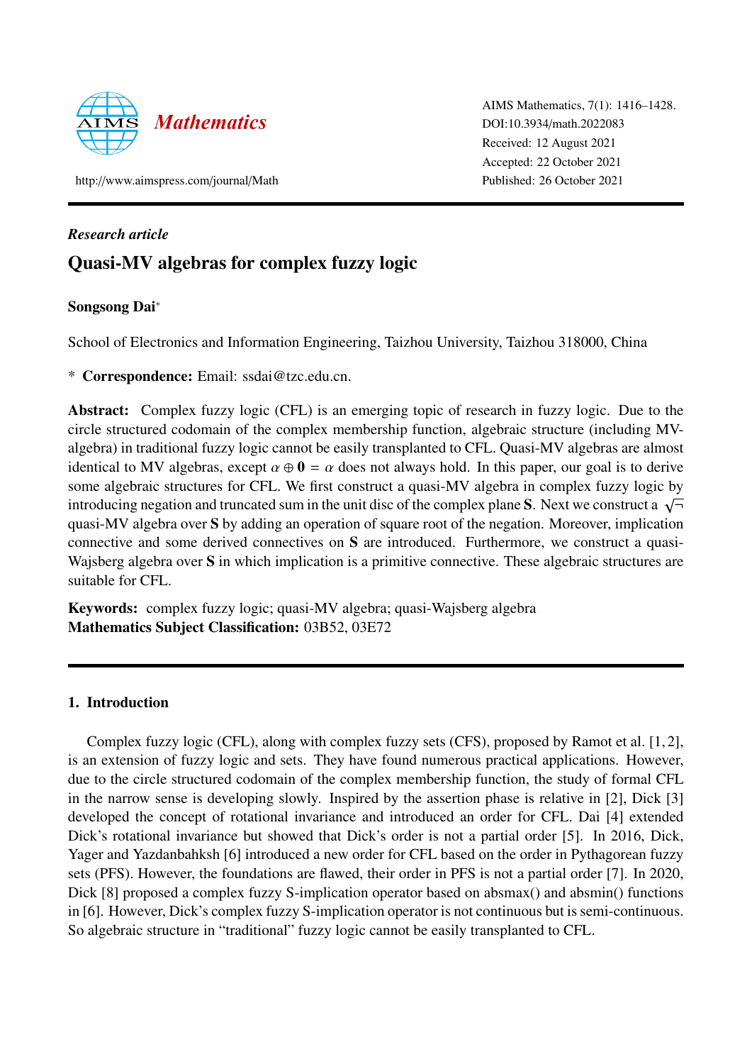*Research article*

# Quasi-MV algebras for complex fuzzy logic

**Songsong Dai***

School of Electronics and Information Engineering, Taizhou University, Taizhou 318000, China

\* **Correspondence:** Email: ssdai@tzc.edu.cn.

**Abstract:** Complex fuzzy logic (CFL) is an emerging topic of research in fuzzy logic. Due to the circle structured codomain of the complex membership function, algebraic structure (including MV-algebra) in traditional fuzzy logic cannot be easily transplanted to CFL. Quasi-MV algebras are almost identical to MV algebras, except $\alpha \oplus \mathbf{0} = \alpha$ does not always hold. In this paper, our goal is to derive some algebraic structures for CFL. We first construct a quasi-MV algebra in complex fuzzy logic by introducing negation and truncated sum in the unit disc of the complex plane **S**. Next we construct a $\sqrt{\neg}$ quasi-MV algebra over **S** by adding an operation of square root of the negation. Moreover, implication connective and some derived connectives on **S** are introduced. Furthermore, we construct a quasi-Wajsberg algebra over **S** in which implication is a primitive connective. These algebraic structures are suitable for CFL.

**Keywords:** complex fuzzy logic; quasi-MV algebra; quasi-Wajsberg algebra
**Mathematics Subject Classification:** 03B52, 03E72

## 1. Introduction

Complex fuzzy logic (CFL), along with complex fuzzy sets (CFS), proposed by Ramot et al. [1,2], is an extension of fuzzy logic and sets. They have found numerous practical applications. However, due to the circle structured codomain of the complex membership function, the study of formal CFL in the narrow sense is developing slowly. Inspired by the assertion phase is relative in [2], Dick [3] developed the concept of rotational invariance and introduced an order for CFL. Dai [4] extended Dick's rotational invariance but showed that Dick's order is not a partial order [5]. In 2016, Dick, Yager and Yazdanbahksh [6] introduced a new order for CFL based on the order in Pythagorean fuzzy sets (PFS). However, the foundations are flawed, their order in PFS is not a partial order [7]. In 2020, Dick [8] proposed a complex fuzzy S-implication operator based on absmax() and absmin() functions in [6]. However, Dick's complex fuzzy S-implication operator is not continuous but is semi-continuous. So algebraic structure in "traditional" fuzzy logic cannot be easily transplanted to CFL.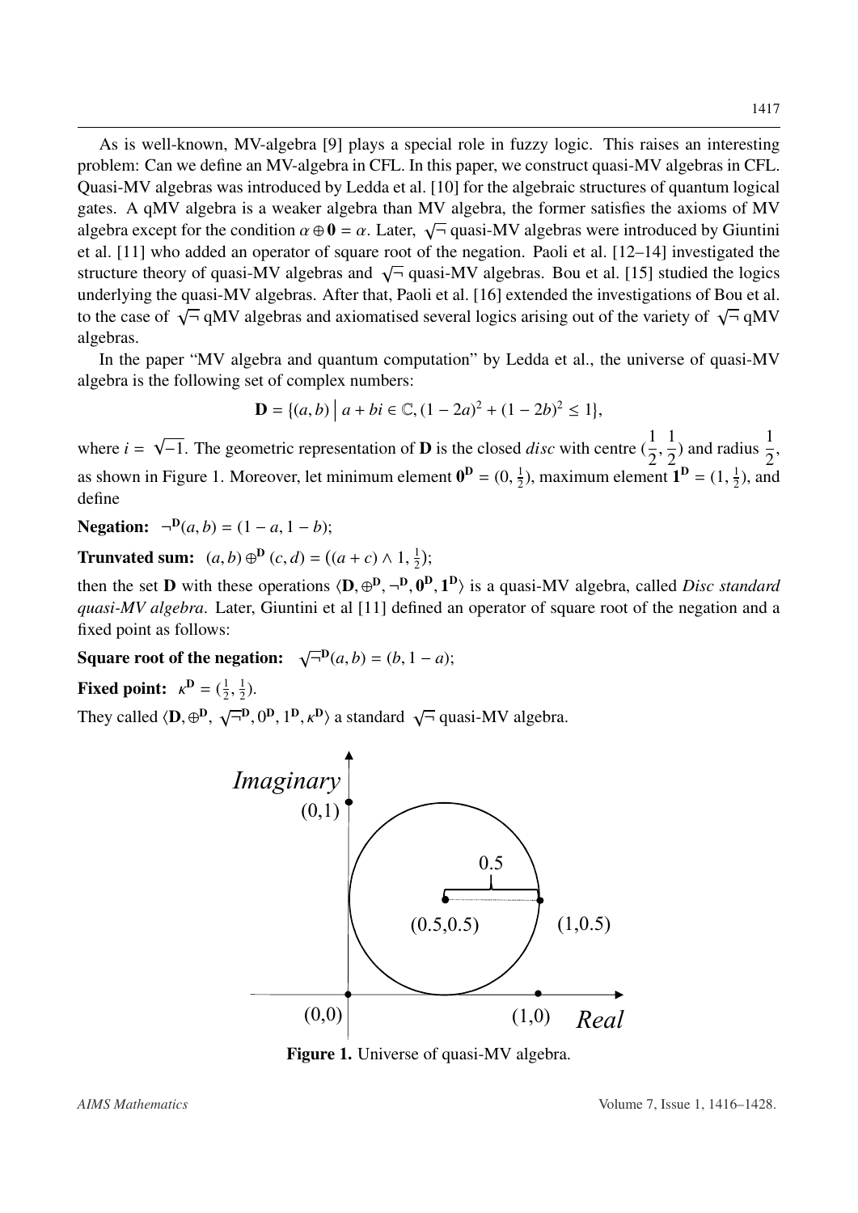As is well-known, MV-algebra [9] plays a special role in fuzzy logic. This raises an interesting problem: Can we define an MV-algebra in CFL. In this paper, we construct quasi-MV algebras in CFL. Quasi-MV algebras was introduced by Ledda et al. [10] for the algebraic structures of quantum logical gates. A qMV algebra is a weaker algebra than MV algebra, the former satisfies the axioms of MV algebra except for the condition $\alpha \oplus \mathbf{0} = \alpha$. Later, $\sqrt{\neg}$ quasi-MV algebras were introduced by Giuntini et al. [11] who added an operator of square root of the negation. Paoli et al. [12–14] investigated the structure theory of quasi-MV algebras and $\sqrt{\neg}$ quasi-MV algebras. Bou et al. [15] studied the logics underlying the quasi-MV algebras. After that, Paoli et al. [16] extended the investigations of Bou et al. to the case of $\sqrt{\neg}$ qMV algebras and axiomatised several logics arising out of the variety of $\sqrt{\neg}$ qMV algebras.

In the paper "MV algebra and quantum computation" by Ledda et al., the universe of quasi-MV algebra is the following set of complex numbers:

$$\mathbf{D} = \{(a, b) \mid a + bi \in \mathbb{C}, (1 - 2a)^2 + (1 - 2b)^2 \leq 1\},$$

where $i = \sqrt{-1}$. The geometric representation of $\mathbf{D}$ is the closed *disc* with centre $(\frac{1}{2}, \frac{1}{2})$ and radius $\frac{1}{2}$, as shown in Figure 1. Moreover, let minimum element $\mathbf{0}^{\mathbf{D}} = (0, \frac{1}{2})$, maximum element $\mathbf{1}^{\mathbf{D}} = (1, \frac{1}{2})$, and define

**Negation:** $\neg^{\mathbf{D}}(a, b) = (1 - a, 1 - b)$;

**Trunvated sum:** $(a, b) \oplus^{\mathbf{D}} (c, d) = ((a + c) \wedge 1, \frac{1}{2})$;

then the set $\mathbf{D}$ with these operations $\langle \mathbf{D}, \oplus^{\mathbf{D}}, \neg^{\mathbf{D}}, \mathbf{0}^{\mathbf{D}}, \mathbf{1}^{\mathbf{D}} \rangle$ is a quasi-MV algebra, called *Disc standard quasi-MV algebra*. Later, Giuntini et al [11] defined an operator of square root of the negation and a fixed point as follows:

**Square root of the negation:** $\sqrt{\neg}^{\mathbf{D}}(a, b) = (b, 1 - a)$;

**Fixed point:** $\kappa^{\mathbf{D}} = (\frac{1}{2}, \frac{1}{2})$.

They called $\langle \mathbf{D}, \oplus^{\mathbf{D}}, \sqrt{\neg}^{\mathbf{D}}, 0^{\mathbf{D}}, 1^{\mathbf{D}}, \kappa^{\mathbf{D}} \rangle$ a standard $\sqrt{\neg}$ quasi-MV algebra.

**Figure 1.** Universe of quasi-MV algebra.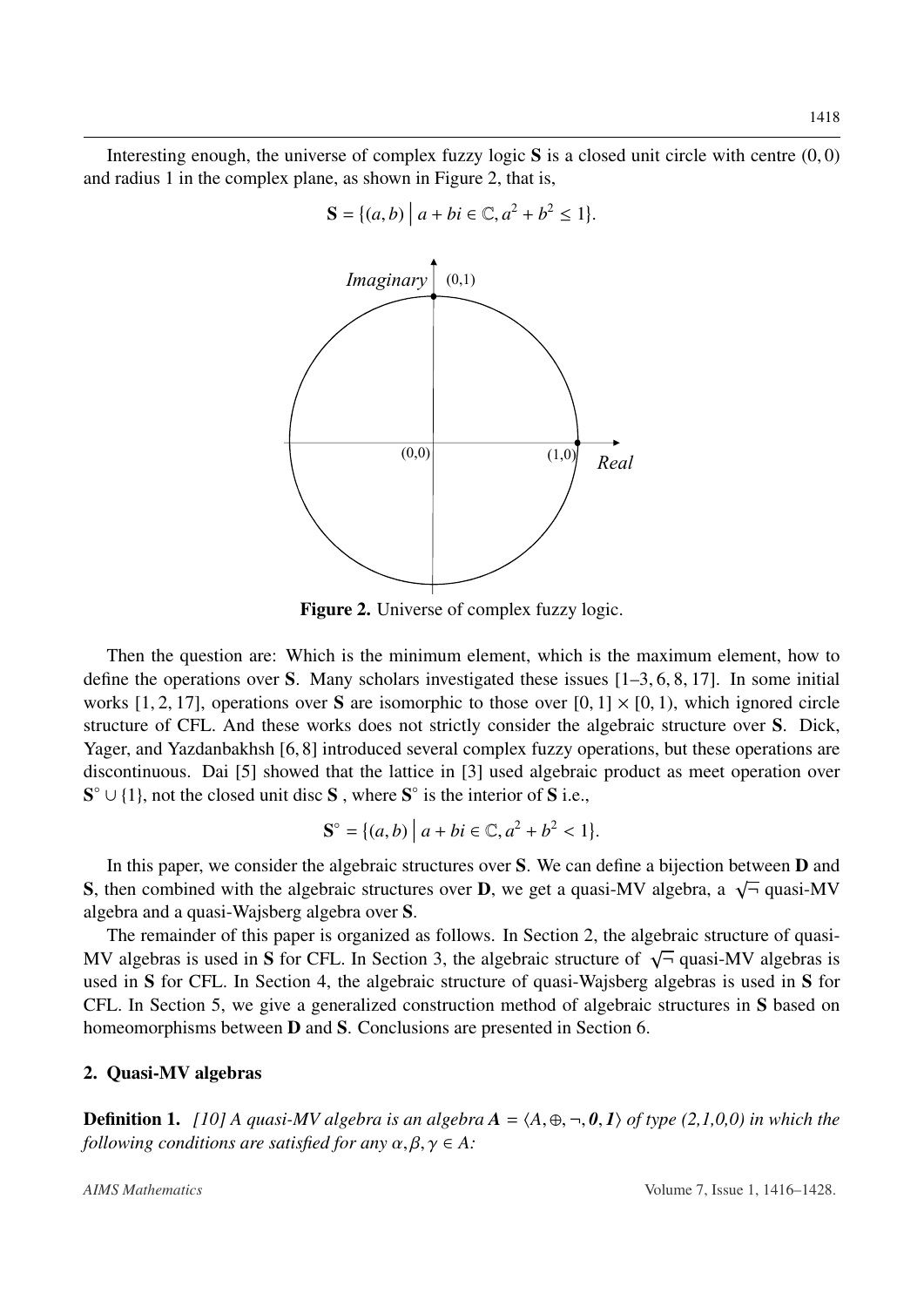Interesting enough, the universe of complex fuzzy logic $\mathbf{S}$ is a closed unit circle with centre $(0, 0)$ and radius 1 in the complex plane, as shown in Figure 2, that is,

$$\mathbf{S} = \{(a, b) \mid a + bi \in \mathbb{C}, a^2 + b^2 \leq 1\}.$$

**Figure 2.** Universe of complex fuzzy logic.

Then the question are: Which is the minimum element, which is the maximum element, how to define the operations over $\mathbf{S}$. Many scholars investigated these issues [1–3, 6, 8, 17]. In some initial works [1, 2, 17], operations over $\mathbf{S}$ are isomorphic to those over $[0, 1] \times [0, 1)$, which ignored circle structure of CFL. And these works does not strictly consider the algebraic structure over $\mathbf{S}$. Dick, Yager, and Yazdanbakhsh [6, 8] introduced several complex fuzzy operations, but these operations are discontinuous. Dai [5] showed that the lattice in [3] used algebraic product as meet operation over $\mathbf{S}^\circ \cup \{1\}$, not the closed unit disc $\mathbf{S}$ , where $\mathbf{S}^\circ$ is the interior of $\mathbf{S}$ i.e.,

$$\mathbf{S}^\circ = \{(a, b) \mid a + bi \in \mathbb{C}, a^2 + b^2 < 1\}.$$

In this paper, we consider the algebraic structures over $\mathbf{S}$. We can define a bijection between $\mathbf{D}$ and $\mathbf{S}$, then combined with the algebraic structures over $\mathbf{D}$, we get a quasi-MV algebra, a $\sqrt{\neg}$ quasi-MV algebra and a quasi-Wajsberg algebra over $\mathbf{S}$.

The remainder of this paper is organized as follows. In Section 2, the algebraic structure of quasi-MV algebras is used in $\mathbf{S}$ for CFL. In Section 3, the algebraic structure of $\sqrt{\neg}$ quasi-MV algebras is used in $\mathbf{S}$ for CFL. In Section 4, the algebraic structure of quasi-Wajsberg algebras is used in $\mathbf{S}$ for CFL. In Section 5, we give a generalized construction method of algebraic structures in $\mathbf{S}$ based on homeomorphisms between $\mathbf{D}$ and $\mathbf{S}$. Conclusions are presented in Section 6.

## 2. Quasi-MV algebras

**Definition 1.** *[10] A quasi-MV algebra is an algebra $\boldsymbol{A} = \langle A, \oplus, \neg, \boldsymbol{0}, \boldsymbol{1}\rangle$ of type (2,1,0,0) in which the following conditions are satisfied for any $\alpha, \beta, \gamma \in A$:*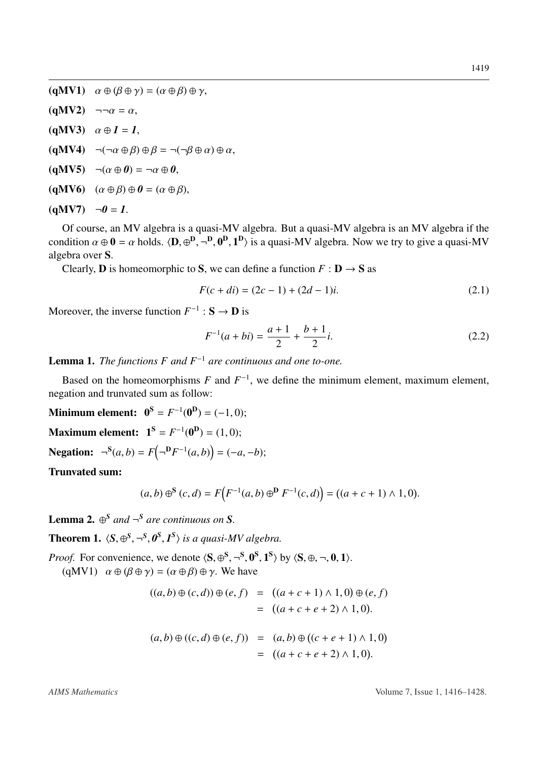**(qMV1)** $\alpha \oplus (\beta \oplus \gamma) = (\alpha \oplus \beta) \oplus \gamma$,

**(qMV2)** $\neg\neg\alpha = \alpha$,

**(qMV3)** $\alpha \oplus \mathbf{1} = \mathbf{1}$,

**(qMV4)** $\neg(\neg\alpha \oplus \beta) \oplus \beta = \neg(\neg\beta \oplus \alpha) \oplus \alpha$,

**(qMV5)** $\neg(\alpha \oplus \mathbf{0}) = \neg\alpha \oplus \mathbf{0}$,

**(qMV6)** $(\alpha \oplus \beta) \oplus \mathbf{0} = (\alpha \oplus \beta)$,

**(qMV7)** $\neg\mathbf{0} = \mathbf{1}$.

Of course, an MV algebra is a quasi-MV algebra. But a quasi-MV algebra is an MV algebra if the condition $\alpha \oplus \mathbf{0} = \alpha$ holds. $\langle \mathbf{D}, \oplus^{\mathbf{D}}, \neg^{\mathbf{D}}, \mathbf{0}^{\mathbf{D}}, \mathbf{1}^{\mathbf{D}} \rangle$ is a quasi-MV algebra. Now we try to give a quasi-MV algebra over $\mathbf{S}$.

Clearly, $\mathbf{D}$ is homeomorphic to $\mathbf{S}$, we can define a function $F : \mathbf{D} \to \mathbf{S}$ as

$$F(c + di) = (2c - 1) + (2d - 1)i. \tag{2.1}$$

Moreover, the inverse function $F^{-1} : \mathbf{S} \to \mathbf{D}$ is

$$F^{-1}(a + bi) = \frac{a+1}{2} + \frac{b+1}{2}i. \tag{2.2}$$

**Lemma 1.** *The functions $F$ and $F^{-1}$ are continuous and one to-one.*

Based on the homeomorphisms $F$ and $F^{-1}$, we define the minimum element, maximum element, negation and trunvated sum as follow:

**Minimum element:** $\mathbf{0}^{\mathbf{S}} = F^{-1}(\mathbf{0}^{\mathbf{D}}) = (-1, 0)$;

**Maximum element:** $\mathbf{1}^{\mathbf{S}} = F^{-1}(\mathbf{0}^{\mathbf{D}}) = (1, 0)$;

**Negation:** $\neg^{\mathbf{S}}(a, b) = F\left(\neg^{\mathbf{D}} F^{-1}(a, b)\right) = (-a, -b)$;

**Trunvated sum:**

$$(a, b) \oplus^{\mathbf{S}} (c, d) = F\left(F^{-1}(a, b) \oplus^{\mathbf{D}} F^{-1}(c, d)\right) = ((a + c + 1) \wedge 1, 0).$$

**Lemma 2.** *$\oplus^{S}$ and $\neg^{S}$ are continuous on $\mathbf{S}$.*

**Theorem 1.** *$\langle \mathbf{S}, \oplus^{\mathbf{S}}, \neg^{\mathbf{S}}, \mathbf{0}^{\mathbf{S}}, \mathbf{1}^{\mathbf{S}} \rangle$ is a quasi-MV algebra.*

*Proof.* For convenience, we denote $\langle \mathbf{S}, \oplus^{\mathbf{S}}, \neg^{\mathbf{S}}, \mathbf{0}^{\mathbf{S}}, \mathbf{1}^{\mathbf{S}} \rangle$ by $\langle \mathbf{S}, \oplus, \neg, \mathbf{0}, \mathbf{1} \rangle$.

(qMV1) $\alpha \oplus (\beta \oplus \gamma) = (\alpha \oplus \beta) \oplus \gamma$. We have

$$\begin{aligned} ((a, b) \oplus (c, d)) \oplus (e, f) &= ((a + c + 1) \wedge 1, 0) \oplus (e, f) \\ &= ((a + c + e + 2) \wedge 1, 0). \end{aligned}$$

$$\begin{aligned} (a, b) \oplus ((c, d) \oplus (e, f)) &= (a, b) \oplus ((c + e + 1) \wedge 1, 0) \\ &= ((a + c + e + 2) \wedge 1, 0). \end{aligned}$$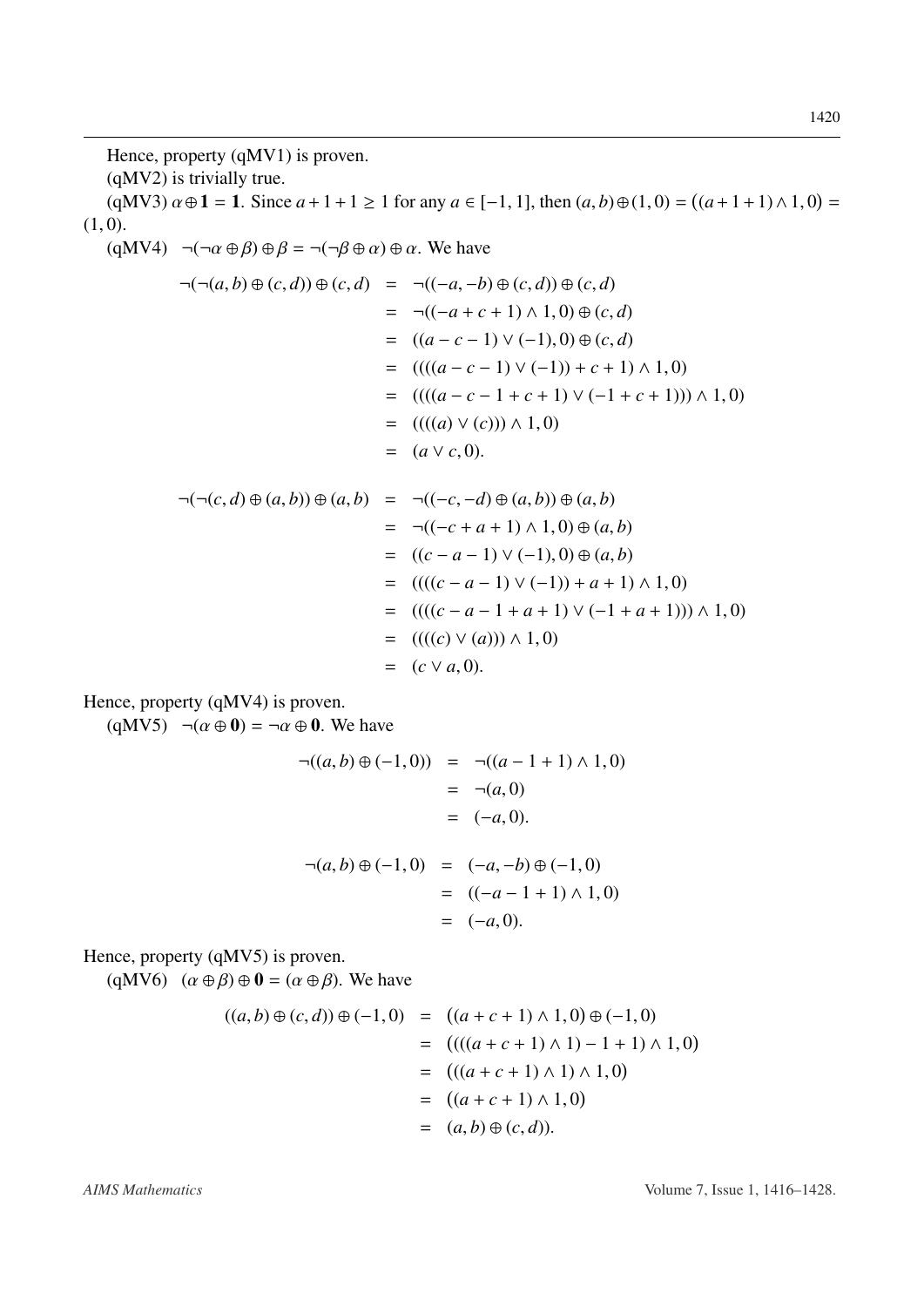Hence, property (qMV1) is proven.

(qMV2) is trivially true.

(qMV3) $\alpha \oplus \mathbf{1} = \mathbf{1}$. Since $a + 1 + 1 \geq 1$ for any $a \in [-1, 1]$, then $(a, b) \oplus (1, 0) = \big((a + 1 + 1) \wedge 1, 0\big) = (1, 0)$.

(qMV4) $\neg(\neg\alpha \oplus \beta) \oplus \beta = \neg(\neg\beta \oplus \alpha) \oplus \alpha$. We have

$$\begin{aligned}
\neg(\neg(a, b) \oplus (c, d)) \oplus (c, d) &= \neg((-a, -b) \oplus (c, d)) \oplus (c, d) \\
&= \neg((-a + c + 1) \wedge 1, 0) \oplus (c, d) \\
&= ((a - c - 1) \vee (-1), 0) \oplus (c, d) \\
&= ((((a - c - 1) \vee (-1)) + c + 1) \wedge 1, 0) \\
&= ((((a - c - 1 + c + 1) \vee (-1 + c + 1))) \wedge 1, 0) \\
&= ((((a) \vee (c))) \wedge 1, 0) \\
&= (a \vee c, 0).
\end{aligned}$$

$$\begin{aligned}
\neg(\neg(c, d) \oplus (a, b)) \oplus (a, b) &= \neg((-c, -d) \oplus (a, b)) \oplus (a, b) \\
&= \neg((-c + a + 1) \wedge 1, 0) \oplus (a, b) \\
&= ((c - a - 1) \vee (-1), 0) \oplus (a, b) \\
&= ((((c - a - 1) \vee (-1)) + a + 1) \wedge 1, 0) \\
&= ((((c - a - 1 + a + 1) \vee (-1 + a + 1))) \wedge 1, 0) \\
&= ((((c) \vee (a))) \wedge 1, 0) \\
&= (c \vee a, 0).
\end{aligned}$$

Hence, property (qMV4) is proven.

(qMV5) $\neg(\alpha \oplus \mathbf{0}) = \neg\alpha \oplus \mathbf{0}$. We have

$$\begin{aligned}
\neg((a, b) \oplus (-1, 0)) &= \neg((a - 1 + 1) \wedge 1, 0) \\
&= \neg(a, 0) \\
&= (-a, 0).
\end{aligned}$$

$$\begin{aligned}
\neg(a, b) \oplus (-1, 0) &= (-a, -b) \oplus (-1, 0) \\
&= ((-a - 1 + 1) \wedge 1, 0) \\
&= (-a, 0).
\end{aligned}$$

Hence, property (qMV5) is proven.

(qMV6) $(\alpha \oplus \beta) \oplus \mathbf{0} = (\alpha \oplus \beta)$. We have

$$\begin{aligned}
((a, b) \oplus (c, d)) \oplus (-1, 0) &= \big((a + c + 1) \wedge 1, 0\big) \oplus (-1, 0) \\
&= \big((((a + c + 1) \wedge 1) - 1 + 1) \wedge 1, 0\big) \\
&= \big(((a + c + 1) \wedge 1) \wedge 1, 0\big) \\
&= \big((a + c + 1) \wedge 1, 0\big) \\
&= (a, b) \oplus (c, d)).
\end{aligned}$$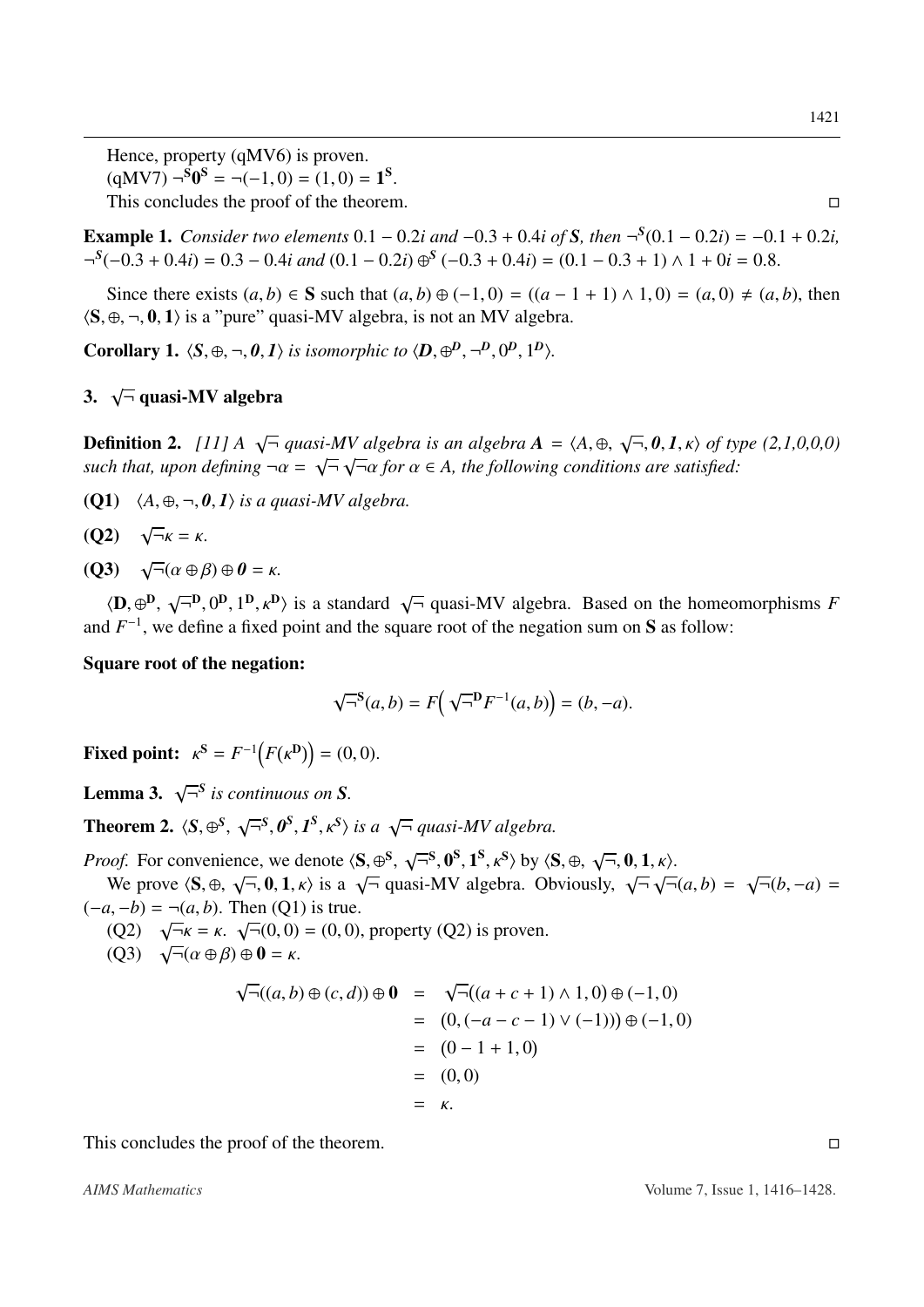Hence, property (qMV6) is proven.

(qMV7) $\neg^{\mathbf{S}}\mathbf{0}^{\mathbf{S}} = \neg(-1, 0) = (1, 0) = \mathbf{1}^{\mathbf{S}}$.

This concludes the proof of the theorem. □

**Example 1.** *Consider two elements* $0.1 - 0.2i$ *and* $-0.3 + 0.4i$ *of* $\boldsymbol{S}$*, then* $\neg^{S}(0.1 - 0.2i) = -0.1 + 0.2i$*,* $\neg^{S}(-0.3 + 0.4i) = 0.3 - 0.4i$ *and* $(0.1 - 0.2i) \oplus^{S} (-0.3 + 0.4i) = (0.1 - 0.3 + 1) \wedge 1 + 0i = 0.8$*.*

Since there exists $(a, b) \in \mathbf{S}$ such that $(a, b) \oplus (-1, 0) = ((a - 1 + 1) \wedge 1, 0) = (a, 0) \neq (a, b)$, then $\langle \mathbf{S}, \oplus, \neg, \mathbf{0}, \mathbf{1} \rangle$ is a "pure" quasi-MV algebra, is not an MV algebra.

**Corollary 1.** $\langle \boldsymbol{S}, \oplus, \neg, \boldsymbol{0}, \boldsymbol{1} \rangle$ *is isomorphic to* $\langle \boldsymbol{D}, \oplus^{\boldsymbol{D}}, \neg^{\boldsymbol{D}}, 0^{\boldsymbol{D}}, 1^{\boldsymbol{D}} \rangle$*.*

## 3. $\sqrt{\neg}$ quasi-MV algebra

**Definition 2.** *[11] A* $\sqrt{\neg}$ *quasi-MV algebra is an algebra* $\boldsymbol{A} = \langle A, \oplus, \sqrt{\neg}, \boldsymbol{0}, \boldsymbol{1}, \kappa \rangle$ *of type (2,1,0,0,0) such that, upon defining* $\neg\alpha = \sqrt{\neg}\sqrt{\neg}\alpha$ *for* $\alpha \in A$*, the following conditions are satisfied:*

**(Q1)** $\langle A, \oplus, \neg, \boldsymbol{0}, \boldsymbol{1} \rangle$ *is a quasi-MV algebra.*

**(Q2)** $\sqrt{\neg}\kappa = \kappa$*.*

**(Q3)** $\sqrt{\neg}(\alpha \oplus \beta) \oplus \boldsymbol{0} = \kappa$*.*

$\langle \mathbf{D}, \oplus^{\mathbf{D}}, \sqrt{\neg}^{\mathbf{D}}, 0^{\mathbf{D}}, 1^{\mathbf{D}}, \kappa^{\mathbf{D}} \rangle$ is a standard $\sqrt{\neg}$ quasi-MV algebra. Based on the homeomorphisms $F$ and $F^{-1}$, we define a fixed point and the square root of the negation sum on $\mathbf{S}$ as follow:

**Square root of the negation:**

$$\sqrt{\neg}^{\mathbf{S}}(a, b) = F\Big(\sqrt{\neg}^{\mathbf{D}} F^{-1}(a, b)\Big) = (b, -a).$$

**Fixed point:** $\kappa^{\mathbf{S}} = F^{-1}\Big(F(\kappa^{\mathbf{D}})\Big) = (0, 0)$.

**Lemma 3.** $\sqrt{\neg}^{\boldsymbol{S}}$ *is continuous on* $\boldsymbol{S}$*.*

**Theorem 2.** $\langle \boldsymbol{S}, \oplus^{\boldsymbol{S}}, \sqrt{\neg}^{\boldsymbol{S}}, \boldsymbol{0}^{\boldsymbol{S}}, \boldsymbol{1}^{\boldsymbol{S}}, \kappa^{\boldsymbol{S}} \rangle$ *is a* $\sqrt{\neg}$ *quasi-MV algebra.*

*Proof.* For convenience, we denote $\langle \mathbf{S}, \oplus^{\mathbf{S}}, \sqrt{\neg}^{\mathbf{S}}, \mathbf{0}^{\mathbf{S}}, \mathbf{1}^{\mathbf{S}}, \kappa^{\mathbf{S}} \rangle$ by $\langle \mathbf{S}, \oplus, \sqrt{\neg}, \mathbf{0}, \mathbf{1}, \kappa \rangle$.

We prove $\langle \mathbf{S}, \oplus, \sqrt{\neg}, \mathbf{0}, \mathbf{1}, \kappa \rangle$ is a $\sqrt{\neg}$ quasi-MV algebra. Obviously, $\sqrt{\neg}\sqrt{\neg}(a, b) = \sqrt{\neg}(b, -a) = (-a, -b) = \neg(a, b)$. Then (Q1) is true.

(Q2) $\sqrt{\neg}\kappa = \kappa$. $\sqrt{\neg}(0, 0) = (0, 0)$, property (Q2) is proven.

(Q3) $\sqrt{\neg}(\alpha \oplus \beta) \oplus \mathbf{0} = \kappa$.

$$\begin{aligned}
\sqrt{\neg}((a, b) \oplus (c, d)) \oplus \mathbf{0} &= \sqrt{\neg}\big((a + c + 1) \wedge 1, 0\big) \oplus (-1, 0) \\
&= \big(0, (-a - c - 1) \vee (-1)\big)\big) \oplus (-1, 0) \\
&= (0 - 1 + 1, 0) \\
&= (0, 0) \\
&= \kappa.
\end{aligned}$$

This concludes the proof of the theorem. □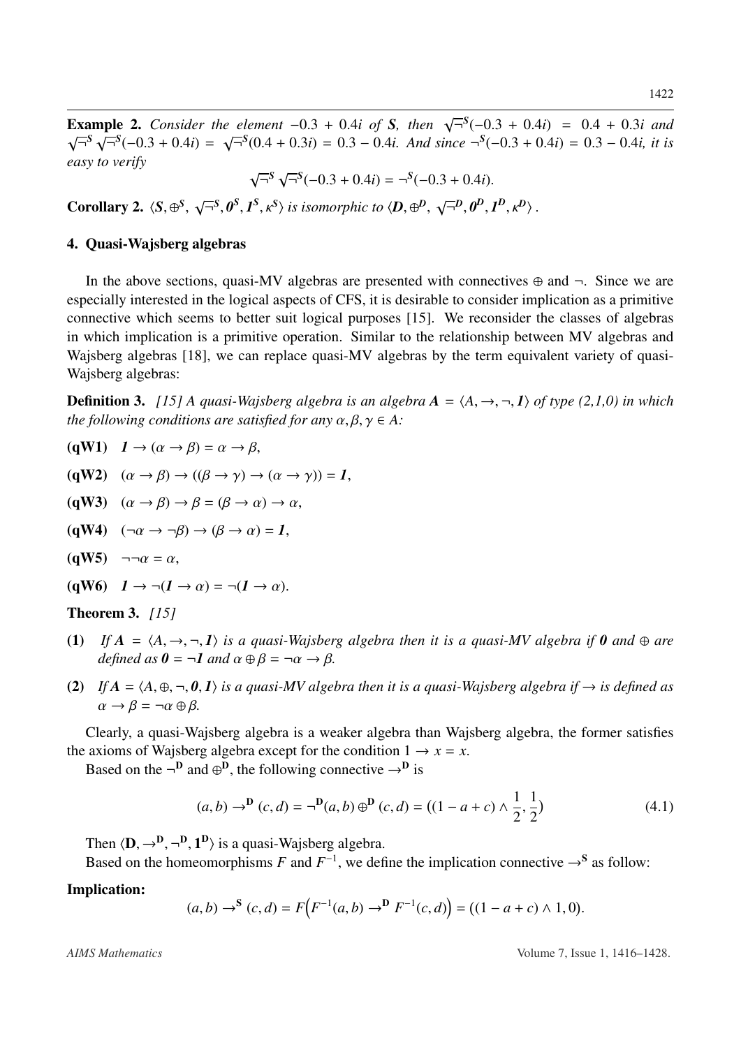**Example 2.** *Consider the element* $-0.3 + 0.4i$ *of* $\boldsymbol{S}$*, then* $\sqrt{\neg}^{S}(-0.3 + 0.4i) = 0.4 + 0.3i$ *and* $\sqrt{\neg}^{S}\sqrt{\neg}^{S}(-0.3 + 0.4i) = \sqrt{\neg}^{S}(0.4 + 0.3i) = 0.3 - 0.4i$*. And since* $\neg^{S}(-0.3 + 0.4i) = 0.3 - 0.4i$*, it is easy to verify*

$$\sqrt{\neg}^{S}\sqrt{\neg}^{S}(-0.3 + 0.4i) = \neg^{S}(-0.3 + 0.4i).$$

**Corollary 2.** $\langle S, \oplus^{S}, \sqrt{\neg}^{S}, \boldsymbol{0}^{S}, \boldsymbol{1}^{S}, \kappa^{S}\rangle$ *is isomorphic to* $\langle \boldsymbol{D}, \oplus^{D}, \sqrt{\neg}^{D}, \boldsymbol{0}^{D}, \boldsymbol{1}^{D}, \kappa^{D}\rangle$ *.*

## 4. Quasi-Wajsberg algebras

In the above sections, quasi-MV algebras are presented with connectives $\oplus$ and $\neg$. Since we are especially interested in the logical aspects of CFS, it is desirable to consider implication as a primitive connective which seems to better suit logical purposes [15]. We reconsider the classes of algebras in which implication is a primitive operation. Similar to the relationship between MV algebras and Wajsberg algebras [18], we can replace quasi-MV algebras by the term equivalent variety of quasi-Wajsberg algebras:

**Definition 3.** *[15] A quasi-Wajsberg algebra is an algebra* $\boldsymbol{A} = \langle A, \rightarrow, \neg, \boldsymbol{1}\rangle$ *of type (2,1,0) in which the following conditions are satisfied for any* $\alpha, \beta, \gamma \in A$*:*

**(qW1)** $\boldsymbol{1} \rightarrow (\alpha \rightarrow \beta) = \alpha \rightarrow \beta,$

**(qW2)** $(\alpha \rightarrow \beta) \rightarrow ((\beta \rightarrow \gamma) \rightarrow (\alpha \rightarrow \gamma)) = \boldsymbol{1},$

**(qW3)** $(\alpha \rightarrow \beta) \rightarrow \beta = (\beta \rightarrow \alpha) \rightarrow \alpha,$

**(qW4)** $(\neg\alpha \rightarrow \neg\beta) \rightarrow (\beta \rightarrow \alpha) = \boldsymbol{1},$

**(qW5)** $\neg\neg\alpha = \alpha,$

**(qW6)** $\boldsymbol{1} \rightarrow \neg(\boldsymbol{1} \rightarrow \alpha) = \neg(\boldsymbol{1} \rightarrow \alpha).$

**Theorem 3.** *[15]*

**(1)** *If* $\boldsymbol{A} = \langle A, \rightarrow, \neg, \boldsymbol{1}\rangle$ *is a quasi-Wajsberg algebra then it is a quasi-MV algebra if* $\boldsymbol{0}$ *and* $\oplus$ *are defined as* $\boldsymbol{0} = \neg\boldsymbol{1}$ *and* $\alpha \oplus \beta = \neg\alpha \rightarrow \beta$*.*

**(2)** *If* $\boldsymbol{A} = \langle A, \oplus, \neg, \boldsymbol{0}, \boldsymbol{1}\rangle$ *is a quasi-MV algebra then it is a quasi-Wajsberg algebra if* $\rightarrow$ *is defined as* $\alpha \rightarrow \beta = \neg\alpha \oplus \beta$*.*

Clearly, a quasi-Wajsberg algebra is a weaker algebra than Wajsberg algebra, the former satisfies the axioms of Wajsberg algebra except for the condition $1 \rightarrow x = x$.

Based on the $\neg^{\mathbf{D}}$ and $\oplus^{\mathbf{D}}$, the following connective $\rightarrow^{\mathbf{D}}$ is

$$(a, b) \rightarrow^{\mathbf{D}} (c, d) = \neg^{\mathbf{D}}(a, b) \oplus^{\mathbf{D}} (c, d) = \Big((1 - a + c) \wedge \frac{1}{2}, \frac{1}{2}\Big) \tag{4.1}$$

Then $\langle \mathbf{D}, \rightarrow^{\mathbf{D}}, \neg^{\mathbf{D}}, \mathbf{1}^{\mathbf{D}}\rangle$ is a quasi-Wajsberg algebra.

Based on the homeomorphisms $F$ and $F^{-1}$, we define the implication connective $\rightarrow^{\mathbf{S}}$ as follow:

**Implication:**

$$(a, b) \rightarrow^{\mathbf{S}} (c, d) = F\Big(F^{-1}(a, b) \rightarrow^{\mathbf{D}} F^{-1}(c, d)\Big) = ((1 - a + c) \wedge 1, 0).$$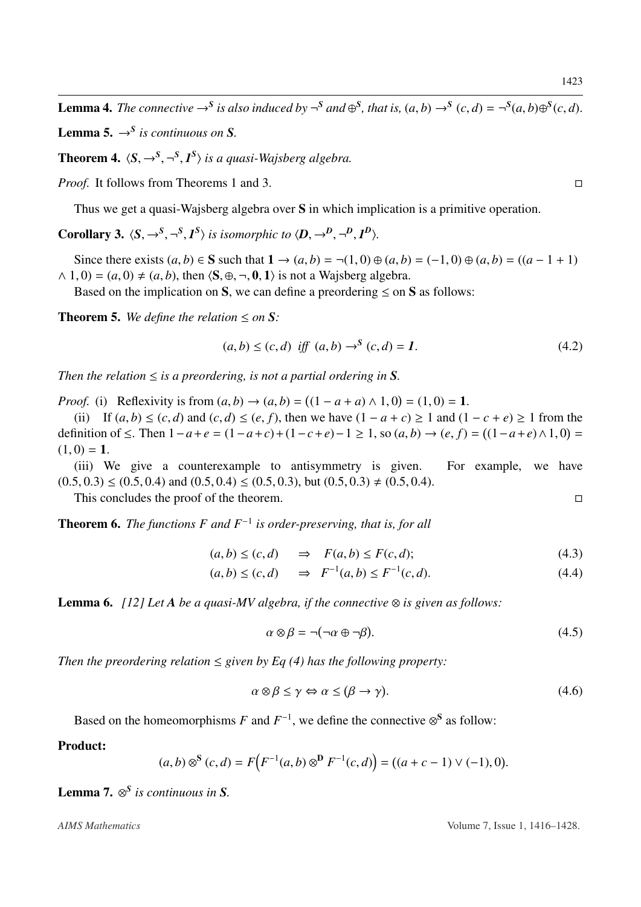**Lemma 4.** *The connective $\to^S$ is also induced by $\neg^S$ and $\oplus^S$, that is, $(a,b) \to^S (c,d) = \neg^S(a,b) \oplus^S (c,d)$.*

**Lemma 5.** *$\to^S$ is continuous on $\mathbf{S}$.*

**Theorem 4.** *$\langle \mathbf{S}, \to^S, \neg^S, \mathbf{1}^S \rangle$ is a quasi-Wajsberg algebra.*

*Proof.* It follows from Theorems 1 and 3. □

Thus we get a quasi-Wajsberg algebra over **S** in which implication is a primitive operation.

**Corollary 3.** *$\langle \mathbf{S}, \to^S, \neg^S, \mathbf{1}^S \rangle$ is isomorphic to $\langle \mathbf{D}, \to^D, \neg^D, \mathbf{1}^D \rangle$.*

Since there exists $(a,b) \in \mathbf{S}$ such that $\mathbf{1} \to (a,b) = \neg(1,0) \oplus (a,b) = (-1,0) \oplus (a,b) = ((a-1+1) \wedge 1, 0) = (a,0) \neq (a,b)$, then $\langle \mathbf{S}, \oplus, \neg, \mathbf{0}, \mathbf{1} \rangle$ is not a Wajsberg algebra.

Based on the implication on **S**, we can define a preordering $\leq$ on **S** as follows:

**Theorem 5.** *We define the relation $\leq$ on $\mathbf{S}$:*

$$(a,b) \leq (c,d) \text{ iff } (a,b) \to^S (c,d) = \mathbf{1}. \tag{4.2}$$

*Then the relation $\leq$ is a preordering, is not a partial ordering in $\mathbf{S}$.*

*Proof.* (i) Reflexivity is from $(a,b) \to (a,b) = \big((1-a+a) \wedge 1, 0\big) = (1,0) = \mathbf{1}$.

(ii) If $(a,b) \leq (c,d)$ and $(c,d) \leq (e,f)$, then we have $(1-a+c) \geq 1$ and $(1-c+e) \geq 1$ from the definition of $\leq$. Then $1-a+e = (1-a+c)+(1-c+e)-1 \geq 1$, so $(a,b) \to (e,f) = ((1-a+e) \wedge 1, 0) = (1,0) = \mathbf{1}$.

(iii) We give a counterexample to antisymmetry is given. For example, we have $(0.5, 0.3) \leq (0.5, 0.4)$ and $(0.5, 0.4) \leq (0.5, 0.3)$, but $(0.5, 0.3) \neq (0.5, 0.4)$.

This concludes the proof of the theorem. □

**Theorem 6.** *The functions $F$ and $F^{-1}$ is order-preserving, that is, for all*

$$(a,b) \leq (c,d) \quad \Rightarrow \quad F(a,b) \leq F(c,d); \tag{4.3}$$

$$(a,b) \leq (c,d) \quad \Rightarrow \quad F^{-1}(a,b) \leq F^{-1}(c,d). \tag{4.4}$$

**Lemma 6.** *[12] Let $\mathbf{A}$ be a quasi-MV algebra, if the connective $\otimes$ is given as follows:*

$$\alpha \otimes \beta = \neg(\neg\alpha \oplus \neg\beta). \tag{4.5}$$

*Then the preordering relation $\leq$ given by Eq (4) has the following property:*

$$\alpha \otimes \beta \leq \gamma \Leftrightarrow \alpha \leq (\beta \to \gamma). \tag{4.6}$$

Based on the homeomorphisms $F$ and $F^{-1}$, we define the connective $\otimes^{\mathbf{S}}$ as follow:

**Product:**

$$(a,b) \otimes^{\mathbf{S}} (c,d) = F\Big(F^{-1}(a,b) \otimes^{\mathbf{D}} F^{-1}(c,d)\Big) = ((a+c-1) \vee (-1), 0).$$

**Lemma 7.** *$\otimes^S$ is continuous in $\mathbf{S}$.*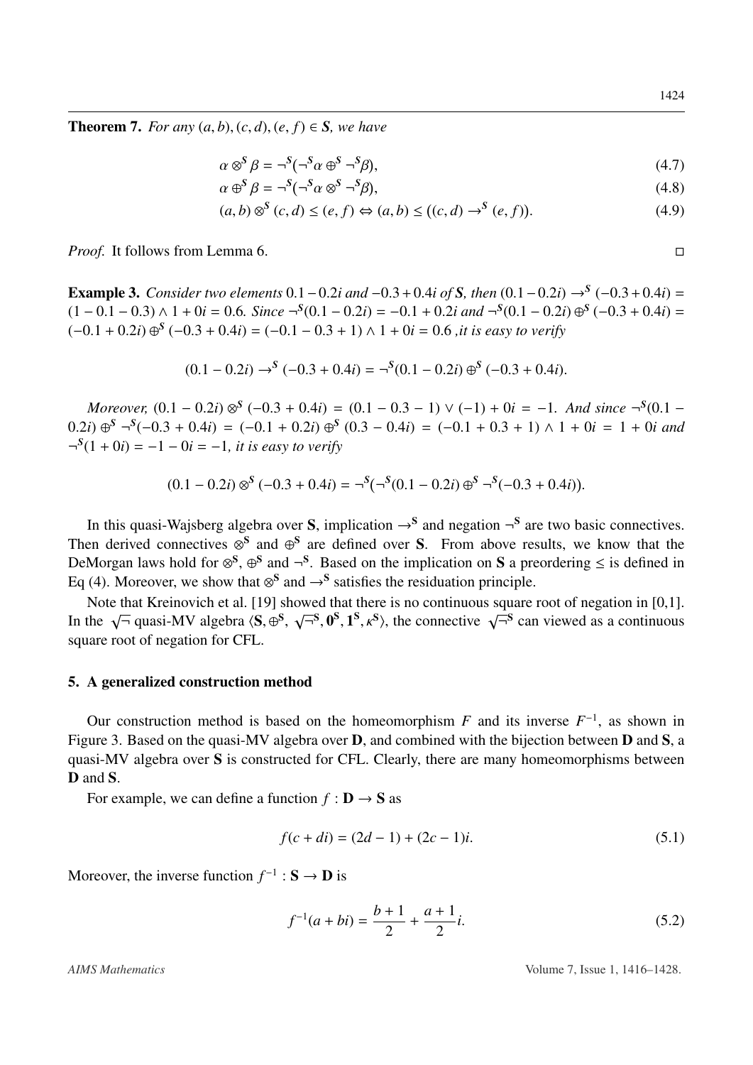**Theorem 7.** *For any* $(a,b),(c,d),(e,f) \in \boldsymbol{S}$*, we have*

$$\alpha \otimes^{S} \beta = \neg^{S}(\neg^{S}\alpha \oplus^{S} \neg^{S}\beta), \tag{4.7}$$

$$\alpha \oplus^{S} \beta = \neg^{S}(\neg^{S}\alpha \otimes^{S} \neg^{S}\beta), \tag{4.8}$$

$$(a,b) \otimes^{S} (c,d) \leq (e,f) \Leftrightarrow (a,b) \leq ((c,d) \to^{S} (e,f)). \tag{4.9}$$

*Proof.* It follows from Lemma 6. □

**Example 3.** *Consider two elements* $0.1-0.2i$ *and* $-0.3+0.4i$ *of* $\boldsymbol{S}$*, then* $(0.1-0.2i) \to^{S} (-0.3+0.4i) = (1-0.1-0.3) \wedge 1 + 0i = 0.6$*. Since* $\neg^{S}(0.1-0.2i) = -0.1+0.2i$ *and* $\neg^{S}(0.1-0.2i) \oplus^{S} (-0.3+0.4i) = (-0.1+0.2i) \oplus^{S} (-0.3+0.4i) = (-0.1-0.3+1) \wedge 1 + 0i = 0.6$ *,it is easy to verify*

$$(0.1-0.2i) \to^{S} (-0.3+0.4i) = \neg^{S}(0.1-0.2i) \oplus^{S} (-0.3+0.4i).$$

*Moreover,* $(0.1-0.2i) \otimes^{S} (-0.3+0.4i) = (0.1-0.3-1) \vee (-1) + 0i = -1$*. And since* $\neg^{S}(0.1-0.2i) \oplus^{S} \neg^{S}(-0.3+0.4i) = (-0.1+0.2i) \oplus^{S} (0.3-0.4i) = (-0.1+0.3+1) \wedge 1 + 0i = 1+0i$ *and* $\neg^{S}(1+0i) = -1-0i = -1$*, it is easy to verify*

$$(0.1-0.2i) \otimes^{S} (-0.3+0.4i) = \neg^{S}(\neg^{S}(0.1-0.2i) \oplus^{S} \neg^{S}(-0.3+0.4i)).$$

In this quasi-Wajsberg algebra over $\mathbf{S}$, implication $\to^{\mathbf{S}}$ and negation $\neg^{\mathbf{S}}$ are two basic connectives. Then derived connectives $\otimes^{\mathbf{S}}$ and $\oplus^{\mathbf{S}}$ are defined over $\mathbf{S}$. From above results, we know that the DeMorgan laws hold for $\otimes^{\mathbf{S}}$, $\oplus^{\mathbf{S}}$ and $\neg^{\mathbf{S}}$. Based on the implication on $\mathbf{S}$ a preordering $\leq$ is defined in Eq (4). Moreover, we show that $\otimes^{\mathbf{S}}$ and $\to^{\mathbf{S}}$ satisfies the residuation principle.

Note that Kreinovich et al. [19] showed that there is no continuous square root of negation in [0,1]. In the $\sqrt{\neg}$ quasi-MV algebra $\langle \mathbf{S}, \oplus^{\mathbf{S}}, \sqrt{\neg}^{\mathbf{S}}, \mathbf{0}^{\mathbf{S}}, \mathbf{1}^{\mathbf{S}}, \kappa^{\mathbf{S}} \rangle$, the connective $\sqrt{\neg}^{\mathbf{S}}$ can viewed as a continuous square root of negation for CFL.

## 5. A generalized construction method

Our construction method is based on the homeomorphism $F$ and its inverse $F^{-1}$, as shown in Figure 3. Based on the quasi-MV algebra over $\mathbf{D}$, and combined with the bijection between $\mathbf{D}$ and $\mathbf{S}$, a quasi-MV algebra over $\mathbf{S}$ is constructed for CFL. Clearly, there are many homeomorphisms between $\mathbf{D}$ and $\mathbf{S}$.

For example, we can define a function $f : \mathbf{D} \to \mathbf{S}$ as

$$f(c+di) = (2d-1) + (2c-1)i. \tag{5.1}$$

Moreover, the inverse function $f^{-1} : \mathbf{S} \to \mathbf{D}$ is

$$f^{-1}(a+bi) = \frac{b+1}{2} + \frac{a+1}{2}i. \tag{5.2}$$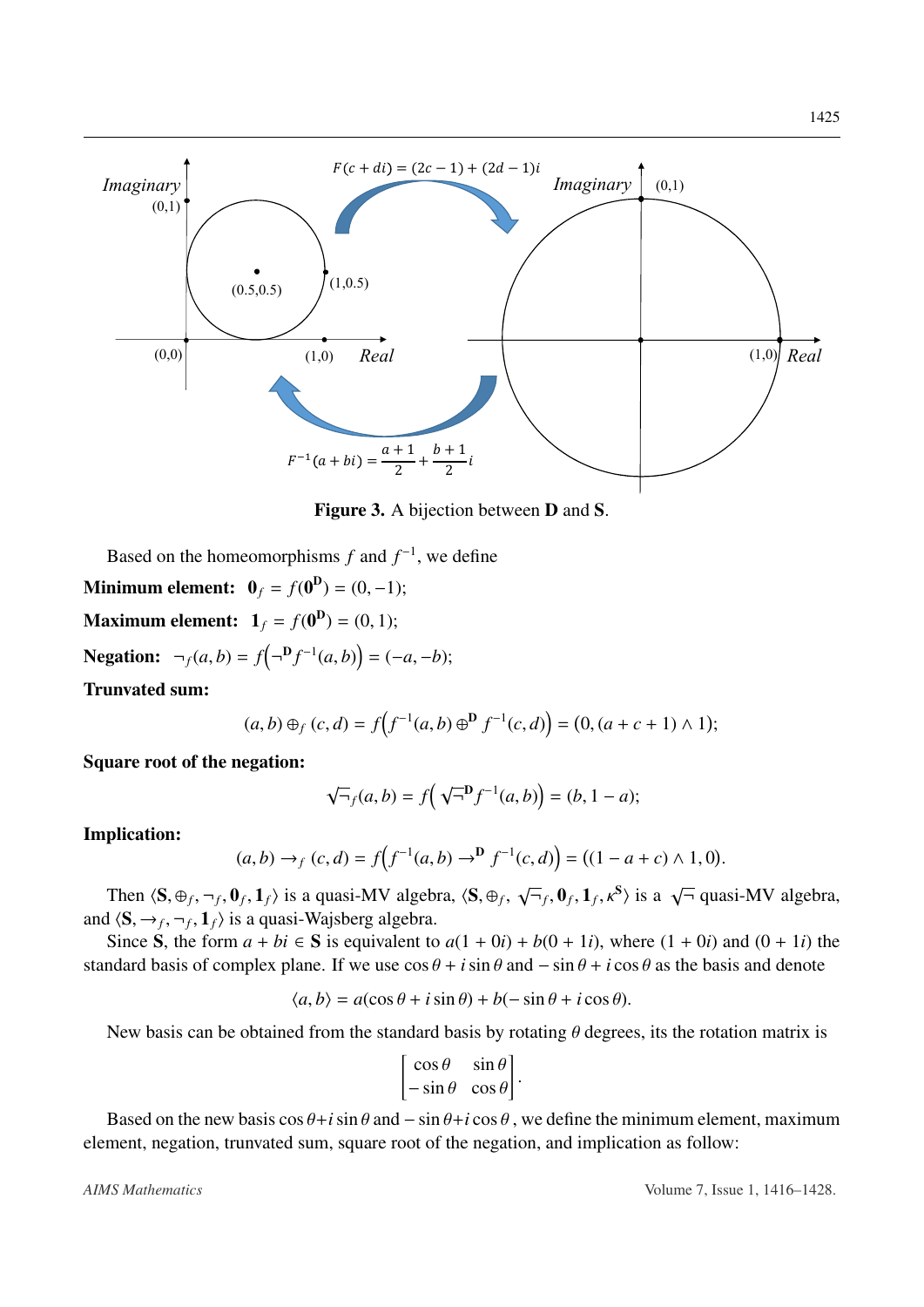**Figure 3.** A bijection between **D** and **S**.

Based on the homeomorphisms $f$ and $f^{-1}$, we define

**Minimum element:** $\mathbf{0}_f = f(\mathbf{0}^{\mathbf{D}}) = (0, -1)$;

**Maximum element:** $\mathbf{1}_f = f(\mathbf{0}^{\mathbf{D}}) = (0, 1)$;

**Negation:** $\neg_f(a, b) = f\big(\neg^{\mathbf{D}} f^{-1}(a, b)\big) = (-a, -b)$;

**Trunvated sum:**

$$(a, b) \oplus_f (c, d) = f\big(f^{-1}(a, b) \oplus^{\mathbf{D}} f^{-1}(c, d)\big) = (0, (a + c + 1) \wedge 1);$$

**Square root of the negation:**

$$\sqrt{\neg}_f(a, b) = f\big(\sqrt{\neg}^{\mathbf{D}} f^{-1}(a, b)\big) = (b, 1 - a);$$

**Implication:**

$$(a, b) \rightarrow_f (c, d) = f\big(f^{-1}(a, b) \rightarrow^{\mathbf{D}} f^{-1}(c, d)\big) = ((1 - a + c) \wedge 1, 0).$$

Then $\langle \mathbf{S}, \oplus_f, \neg_f, \mathbf{0}_f, \mathbf{1}_f \rangle$ is a quasi-MV algebra, $\langle \mathbf{S}, \oplus_f, \sqrt{\neg}_f, \mathbf{0}_f, \mathbf{1}_f, \kappa^{\mathbf{S}} \rangle$ is a $\sqrt{\neg}$ quasi-MV algebra, and $\langle \mathbf{S}, \rightarrow_f, \neg_f, \mathbf{1}_f \rangle$ is a quasi-Wajsberg algebra.

Since $\mathbf{S}$, the form $a + bi \in \mathbf{S}$ is equivalent to $a(1 + 0i) + b(0 + 1i)$, where $(1 + 0i)$ and $(0 + 1i)$ the standard basis of complex plane. If we use $\cos\theta + i\sin\theta$ and $-\sin\theta + i\cos\theta$ as the basis and denote

$$\langle a, b \rangle = a(\cos\theta + i\sin\theta) + b(-\sin\theta + i\cos\theta).$$

New basis can be obtained from the standard basis by rotating $\theta$ degrees, its the rotation matrix is

$$\begin{bmatrix} \cos\theta & \sin\theta \\ -\sin\theta & \cos\theta \end{bmatrix}.$$

Based on the new basis $\cos\theta + i\sin\theta$ and $-\sin\theta + i\cos\theta$ , we define the minimum element, maximum element, negation, trunvated sum, square root of the negation, and implication as follow: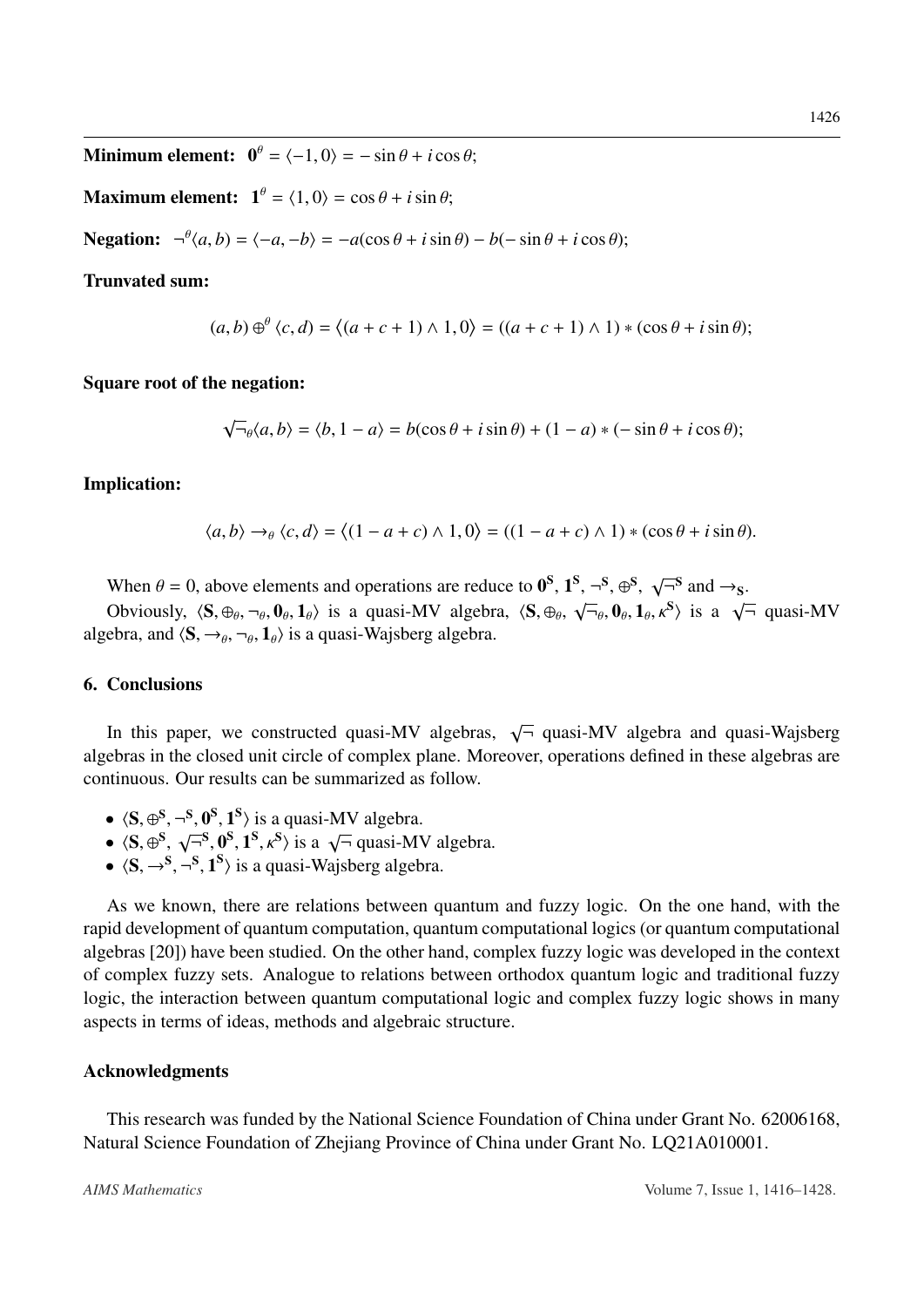**Minimum element:** $\mathbf{0}^\theta = \langle -1, 0\rangle = -\sin\theta + i\cos\theta$;

**Maximum element:** $\mathbf{1}^\theta = \langle 1, 0\rangle = \cos\theta + i\sin\theta$;

**Negation:** $\neg^\theta\langle a, b\rangle = \langle -a, -b\rangle = -a(\cos\theta + i\sin\theta) - b(-\sin\theta + i\cos\theta)$;

**Trunvated sum:**

$$(a, b) \oplus^\theta \langle c, d\rangle = \big\langle (a + c + 1) \wedge 1, 0\big\rangle = ((a + c + 1) \wedge 1) * (\cos\theta + i\sin\theta);$$

**Square root of the negation:**

$$\sqrt{\neg}_\theta\langle a, b\rangle = \langle b, 1 - a\rangle = b(\cos\theta + i\sin\theta) + (1 - a) * (-\sin\theta + i\cos\theta);$$

**Implication:**

$$\langle a, b\rangle \rightarrow_\theta \langle c, d\rangle = \big\langle (1 - a + c) \wedge 1, 0\big\rangle = ((1 - a + c) \wedge 1) * (\cos\theta + i\sin\theta).$$

When $\theta = 0$, above elements and operations are reduce to $\mathbf{0}^\mathbf{S}$, $\mathbf{1}^\mathbf{S}$, $\neg^\mathbf{S}$, $\oplus^\mathbf{S}$, $\sqrt{\neg}^\mathbf{S}$ and $\rightarrow_\mathbf{S}$.

Obviously, $\langle \mathbf{S}, \oplus_\theta, \neg_\theta, \mathbf{0}_\theta, \mathbf{1}_\theta\rangle$ is a quasi-MV algebra, $\langle \mathbf{S}, \oplus_\theta, \sqrt{\neg}_\theta, \mathbf{0}_\theta, \mathbf{1}_\theta, \kappa^\mathbf{S}\rangle$ is a $\sqrt{\neg}$ quasi-MV algebra, and $\langle \mathbf{S}, \rightarrow_\theta, \neg_\theta, \mathbf{1}_\theta\rangle$ is a quasi-Wajsberg algebra.

## 6. Conclusions

In this paper, we constructed quasi-MV algebras, $\sqrt{\neg}$ quasi-MV algebra and quasi-Wajsberg algebras in the closed unit circle of complex plane. Moreover, operations defined in these algebras are continuous. Our results can be summarized as follow.

- $\langle \mathbf{S}, \oplus^\mathbf{S}, \neg^\mathbf{S}, \mathbf{0}^\mathbf{S}, \mathbf{1}^\mathbf{S}\rangle$ is a quasi-MV algebra.
- $\langle \mathbf{S}, \oplus^\mathbf{S}, \sqrt{\neg}^\mathbf{S}, \mathbf{0}^\mathbf{S}, \mathbf{1}^\mathbf{S}, \kappa^\mathbf{S}\rangle$ is a $\sqrt{\neg}$ quasi-MV algebra.
- $\langle \mathbf{S}, \rightarrow^\mathbf{S}, \neg^\mathbf{S}, \mathbf{1}^\mathbf{S}\rangle$ is a quasi-Wajsberg algebra.

As we known, there are relations between quantum and fuzzy logic. On the one hand, with the rapid development of quantum computation, quantum computational logics (or quantum computational algebras [20]) have been studied. On the other hand, complex fuzzy logic was developed in the context of complex fuzzy sets. Analogue to relations between orthodox quantum logic and traditional fuzzy logic, the interaction between quantum computational logic and complex fuzzy logic shows in many aspects in terms of ideas, methods and algebraic structure.

## Acknowledgments

This research was funded by the National Science Foundation of China under Grant No. 62006168, Natural Science Foundation of Zhejiang Province of China under Grant No. LQ21A010001.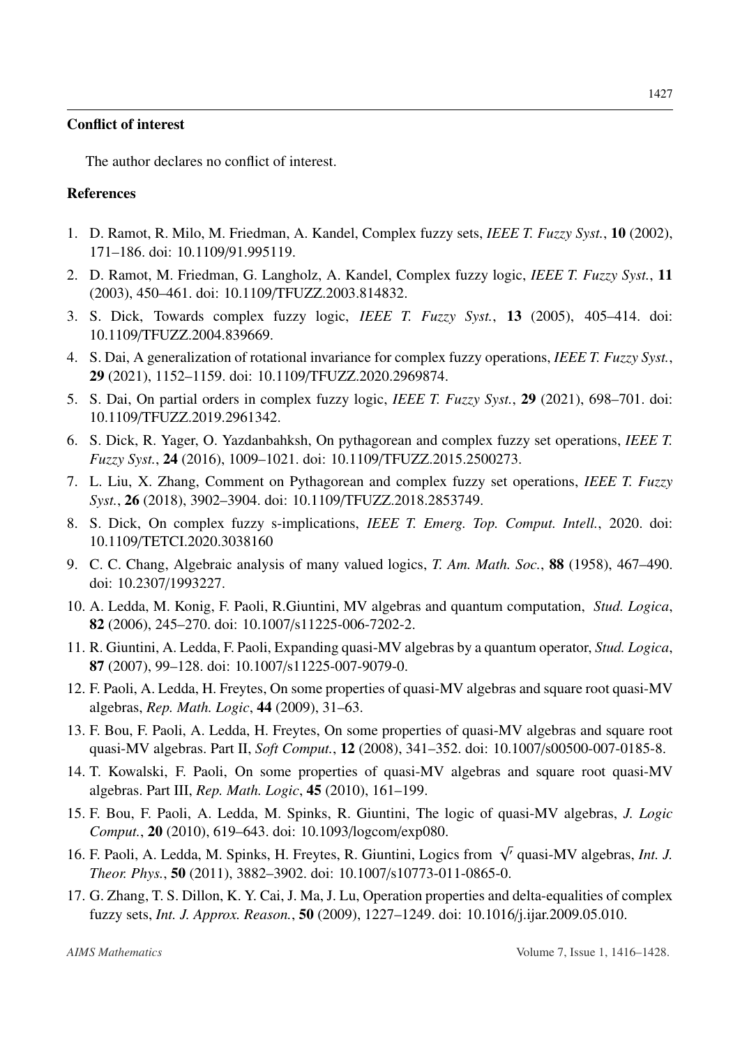## Conflict of interest

The author declares no conflict of interest.

## References

1. D. Ramot, R. Milo, M. Friedman, A. Kandel, Complex fuzzy sets, *IEEE T. Fuzzy Syst.*, **10** (2002), 171–186. doi: 10.1109/91.995119.
2. D. Ramot, M. Friedman, G. Langholz, A. Kandel, Complex fuzzy logic, *IEEE T. Fuzzy Syst.*, **11** (2003), 450–461. doi: 10.1109/TFUZZ.2003.814832.
3. S. Dick, Towards complex fuzzy logic, *IEEE T. Fuzzy Syst.*, **13** (2005), 405–414. doi: 10.1109/TFUZZ.2004.839669.
4. S. Dai, A generalization of rotational invariance for complex fuzzy operations, *IEEE T. Fuzzy Syst.*, **29** (2021), 1152–1159. doi: 10.1109/TFUZZ.2020.2969874.
5. S. Dai, On partial orders in complex fuzzy logic, *IEEE T. Fuzzy Syst.*, **29** (2021), 698–701. doi: 10.1109/TFUZZ.2019.2961342.
6. S. Dick, R. Yager, O. Yazdanbahksh, On pythagorean and complex fuzzy set operations, *IEEE T. Fuzzy Syst.*, **24** (2016), 1009–1021. doi: 10.1109/TFUZZ.2015.2500273.
7. L. Liu, X. Zhang, Comment on Pythagorean and complex fuzzy set operations, *IEEE T. Fuzzy Syst.*, **26** (2018), 3902–3904. doi: 10.1109/TFUZZ.2018.2853749.
8. S. Dick, On complex fuzzy s-implications, *IEEE T. Emerg. Top. Comput. Intell.*, 2020. doi: 10.1109/TETCI.2020.3038160
9. C. C. Chang, Algebraic analysis of many valued logics, *T. Am. Math. Soc.*, **88** (1958), 467–490. doi: 10.2307/1993227.
10. A. Ledda, M. Konig, F. Paoli, R.Giuntini, MV algebras and quantum computation, *Stud. Logica*, **82** (2006), 245–270. doi: 10.1007/s11225-006-7202-2.
11. R. Giuntini, A. Ledda, F. Paoli, Expanding quasi-MV algebras by a quantum operator, *Stud. Logica*, **87** (2007), 99–128. doi: 10.1007/s11225-007-9079-0.
12. F. Paoli, A. Ledda, H. Freytes, On some properties of quasi-MV algebras and square root quasi-MV algebras, *Rep. Math. Logic*, **44** (2009), 31–63.
13. F. Bou, F. Paoli, A. Ledda, H. Freytes, On some properties of quasi-MV algebras and square root quasi-MV algebras. Part II, *Soft Comput.*, **12** (2008), 341–352. doi: 10.1007/s00500-007-0185-8.
14. T. Kowalski, F. Paoli, On some properties of quasi-MV algebras and square root quasi-MV algebras. Part III, *Rep. Math. Logic*, **45** (2010), 161–199.
15. F. Bou, F. Paoli, A. Ledda, M. Spinks, R. Giuntini, The logic of quasi-MV algebras, *J. Logic Comput.*, **20** (2010), 619–643. doi: 10.1093/logcom/exp080.
16. F. Paoli, A. Ledda, M. Spinks, H. Freytes, R. Giuntini, Logics from $\sqrt{\prime}$ quasi-MV algebras, *Int. J. Theor. Phys.*, **50** (2011), 3882–3902. doi: 10.1007/s10773-011-0865-0.
17. G. Zhang, T. S. Dillon, K. Y. Cai, J. Ma, J. Lu, Operation properties and delta-equalities of complex fuzzy sets, *Int. J. Approx. Reason.*, **50** (2009), 1227–1249. doi: 10.1016/j.ijar.2009.05.010.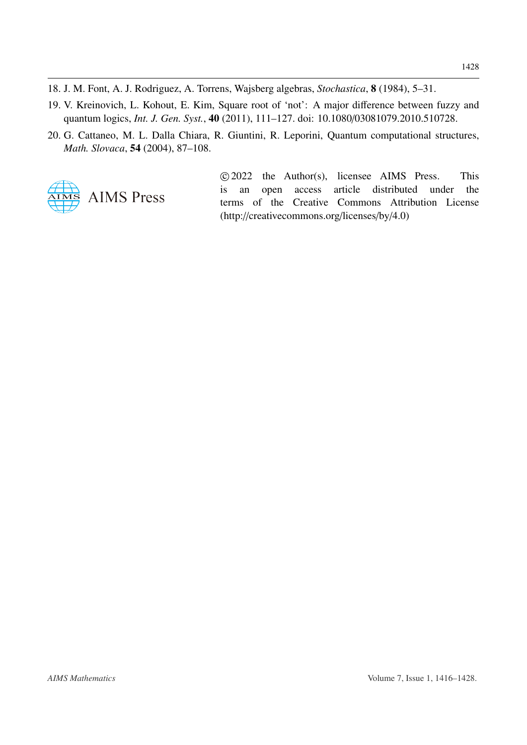18. J. M. Font, A. J. Rodriguez, A. Torrens, Wajsberg algebras, *Stochastica*, **8** (1984), 5–31.

19. V. Kreinovich, L. Kohout, E. Kim, Square root of 'not': A major difference between fuzzy and quantum logics, *Int. J. Gen. Syst.*, **40** (2011), 111–127. doi: 10.1080/03081079.2010.510728.

20. G. Cattaneo, M. L. Dalla Chiara, R. Giuntini, R. Leporini, Quantum computational structures, *Math. Slovaca*, **54** (2004), 87–108.

AIMS Press

© 2022 the Author(s), licensee AIMS Press. This is an open access article distributed under the terms of the Creative Commons Attribution License (http://creativecommons.org/licenses/by/4.0)